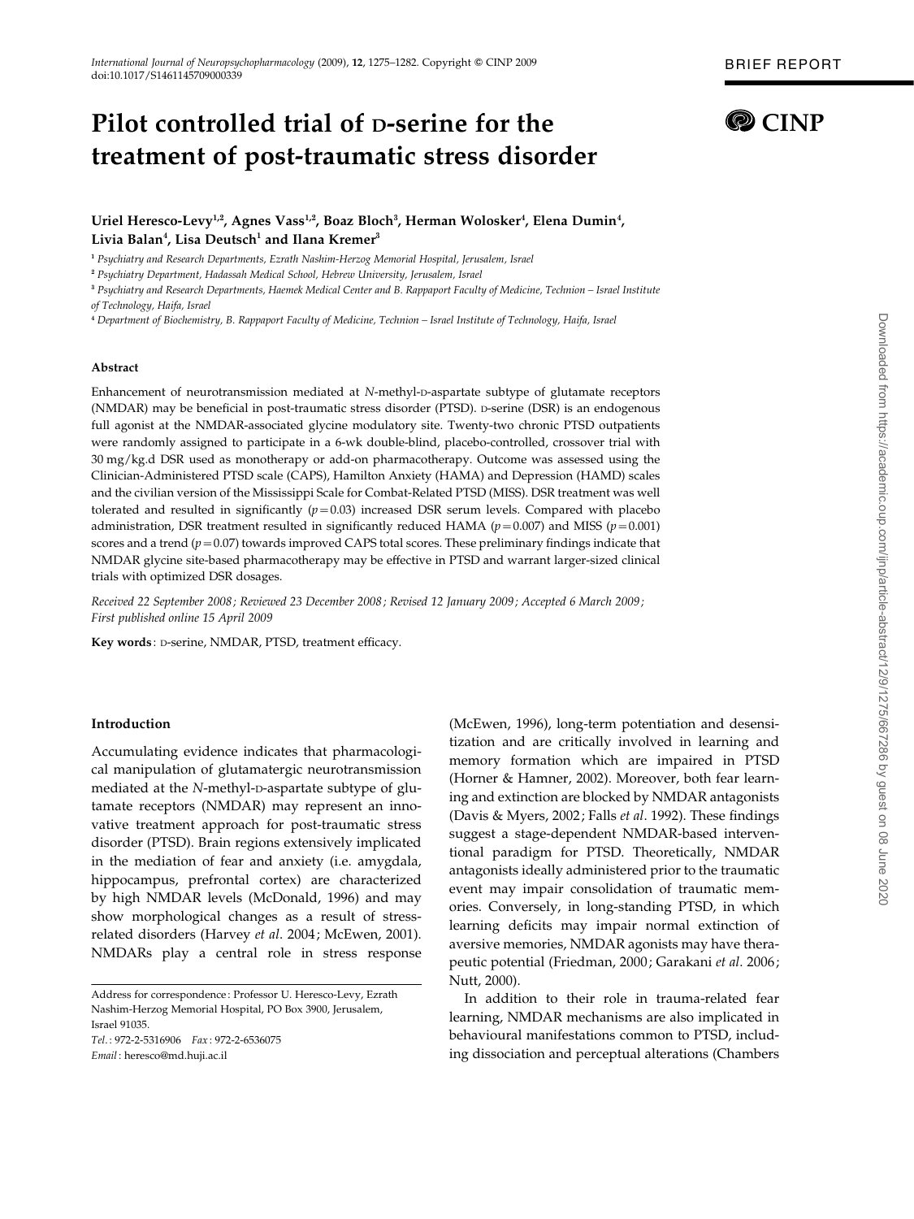BRIEF REPORT

# Pilot controlled trial of D-serine for the treatment of post-traumatic stress disorder

Uriel Heresco-Levy[1,2], Agnes Vass[1,2], Boaz Bloch[3], Herman Wolosker[4], Elena Dumin[4], Livia Balan[4], Lisa Deutsch[1] and Ilana Kremer[3]

[1] Psychiatry and Research Departments, Ezrath Nashim-Herzog Memorial Hospital, Jerusalem, Israel

[2] Psychiatry Department, Hadassah Medical School, Hebrew University, Jerusalem, Israel

[3] Psychiatry and Research Departments, Haemek Medical Center and B. Rappaport Faculty of Medicine, Technion – Israel Institute of Technology, Haifa, Israel

[4] Department of Biochemistry, B. Rappaport Faculty of Medicine, Technion – Israel Institute of Technology, Haifa, Israel

## Abstract

Enhancement of neurotransmission mediated at *N*-methyl-D-aspartate subtype of glutamate receptors (NMDAR) may be beneficial in post-traumatic stress disorder (PTSD). D-serine (DSR) is an endogenous full agonist at the NMDAR-associated glycine modulatory site. Twenty-two chronic PTSD outpatients were randomly assigned to participate in a 6-wk double-blind, placebo-controlled, crossover trial with 30 mg/kg.d DSR used as monotherapy or add-on pharmacotherapy. Outcome was assessed using the Clinician-Administered PTSD scale (CAPS), Hamilton Anxiety (HAMA) and Depression (HAMD) scales and the civilian version of the Mississippi Scale for Combat-Related PTSD (MISS). DSR treatment was well tolerated and resulted in significantly ($p=0.03$) increased DSR serum levels. Compared with placebo administration, DSR treatment resulted in significantly reduced HAMA ($p=0.007$) and MISS ($p=0.001$) scores and a trend ($p=0.07$) towards improved CAPS total scores. These preliminary findings indicate that NMDAR glycine site-based pharmacotherapy may be effective in PTSD and warrant larger-sized clinical trials with optimized DSR dosages.

*Received 22 September 2008; Reviewed 23 December 2008; Revised 12 January 2009; Accepted 6 March 2009; First published online 15 April 2009*

**Key words**: D-serine, NMDAR, PTSD, treatment efficacy.

## Introduction

Accumulating evidence indicates that pharmacological manipulation of glutamatergic neurotransmission mediated at the *N*-methyl-D-aspartate subtype of glutamate receptors (NMDAR) may represent an innovative treatment approach for post-traumatic stress disorder (PTSD). Brain regions extensively implicated in the mediation of fear and anxiety (i.e. amygdala, hippocampus, prefrontal cortex) are characterized by high NMDAR levels (McDonald, 1996) and may show morphological changes as a result of stress-related disorders (Harvey *et al*. 2004; McEwen, 2001). NMDARs play a central role in stress response (McEwen, 1996), long-term potentiation and desensitization and are critically involved in learning and memory formation which are impaired in PTSD (Horner & Hamner, 2002). Moreover, both fear learning and extinction are blocked by NMDAR antagonists (Davis & Myers, 2002; Falls *et al*. 1992). These findings suggest a stage-dependent NMDAR-based interventional paradigm for PTSD. Theoretically, NMDAR antagonists ideally administered prior to the traumatic event may impair consolidation of traumatic memories. Conversely, in long-standing PTSD, in which learning deficits may impair normal extinction of aversive memories, NMDAR agonists may have therapeutic potential (Friedman, 2000; Garakani *et al*. 2006; Nutt, 2000).

In addition to their role in trauma-related fear learning, NMDAR mechanisms are also implicated in behavioural manifestations common to PTSD, including dissociation and perceptual alterations (Chambers

Address for correspondence: Professor U. Heresco-Levy, Ezrath Nashim-Herzog Memorial Hospital, PO Box 3900, Jerusalem, Israel 91035.
*Tel.*: 972-2-5316906 *Fax*: 972-2-6536075
*Email*: heresco@md.huji.ac.il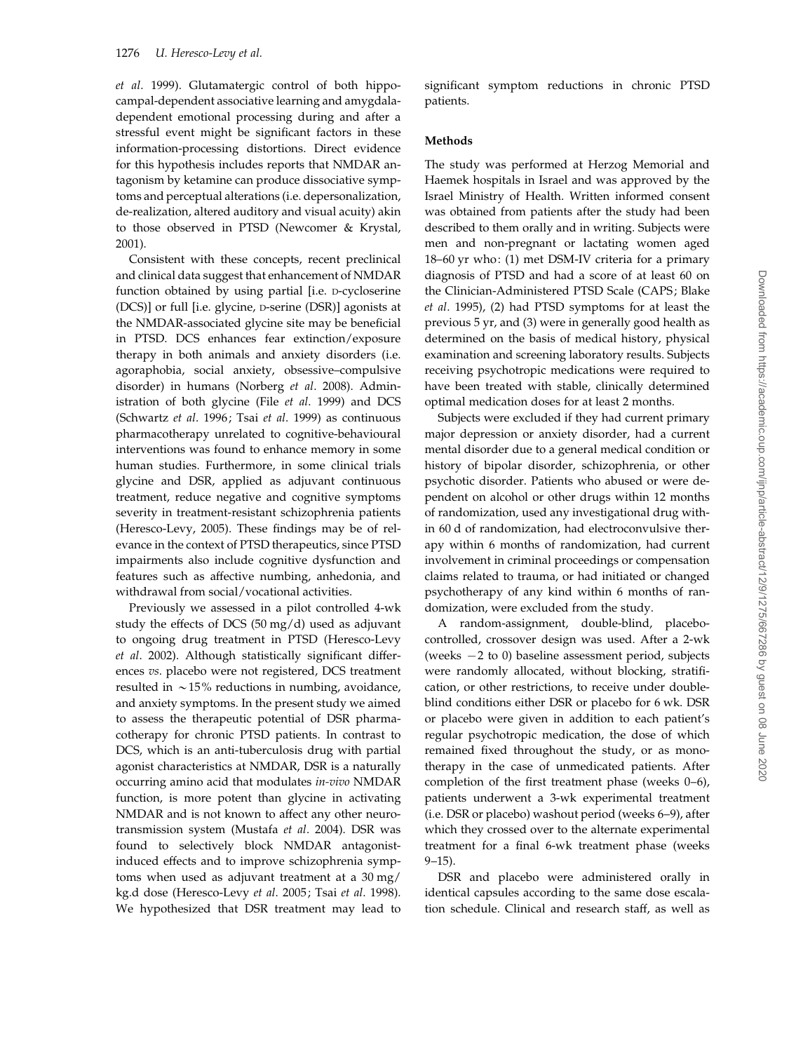*et al*. 1999). Glutamatergic control of both hippocampal-dependent associative learning and amygdala-dependent emotional processing during and after a stressful event might be significant factors in these information-processing distortions. Direct evidence for this hypothesis includes reports that NMDAR antagonism by ketamine can produce dissociative symptoms and perceptual alterations (i.e. depersonalization, de-realization, altered auditory and visual acuity) akin to those observed in PTSD (Newcomer & Krystal, 2001).

Consistent with these concepts, recent preclinical and clinical data suggest that enhancement of NMDAR function obtained by using partial [i.e. D-cycloserine (DCS)] or full [i.e. glycine, D-serine (DSR)] agonists at the NMDAR-associated glycine site may be beneficial in PTSD. DCS enhances fear extinction/exposure therapy in both animals and anxiety disorders (i.e. agoraphobia, social anxiety, obsessive–compulsive disorder) in humans (Norberg *et al*. 2008). Administration of both glycine (File *et al*. 1999) and DCS (Schwartz *et al*. 1996; Tsai *et al*. 1999) as continuous pharmacotherapy unrelated to cognitive-behavioural interventions was found to enhance memory in some human studies. Furthermore, in some clinical trials glycine and DSR, applied as adjuvant continuous treatment, reduce negative and cognitive symptoms severity in treatment-resistant schizophrenia patients (Heresco-Levy, 2005). These findings may be of relevance in the context of PTSD therapeutics, since PTSD impairments also include cognitive dysfunction and features such as affective numbing, anhedonia, and withdrawal from social/vocational activities.

Previously we assessed in a pilot controlled 4-wk study the effects of DCS (50 mg/d) used as adjuvant to ongoing drug treatment in PTSD (Heresco-Levy *et al*. 2002). Although statistically significant differences *vs*. placebo were not registered, DCS treatment resulted in ~15% reductions in numbing, avoidance, and anxiety symptoms. In the present study we aimed to assess the therapeutic potential of DSR pharmacotherapy for chronic PTSD patients. In contrast to DCS, which is an anti-tuberculosis drug with partial agonist characteristics at NMDAR, DSR is a naturally occurring amino acid that modulates *in-vivo* NMDAR function, is more potent than glycine in activating NMDAR and is not known to affect any other neurotransmission system (Mustafa *et al*. 2004). DSR was found to selectively block NMDAR antagonist-induced effects and to improve schizophrenia symptoms when used as adjuvant treatment at a 30 mg/kg.d dose (Heresco-Levy *et al*. 2005; Tsai *et al*. 1998). We hypothesized that DSR treatment may lead to significant symptom reductions in chronic PTSD patients.

## Methods

The study was performed at Herzog Memorial and Haemek hospitals in Israel and was approved by the Israel Ministry of Health. Written informed consent was obtained from patients after the study had been described to them orally and in writing. Subjects were men and non-pregnant or lactating women aged 18–60 yr who: (1) met DSM-IV criteria for a primary diagnosis of PTSD and had a score of at least 60 on the Clinician-Administered PTSD Scale (CAPS; Blake *et al*. 1995), (2) had PTSD symptoms for at least the previous 5 yr, and (3) were in generally good health as determined on the basis of medical history, physical examination and screening laboratory results. Subjects receiving psychotropic medications were required to have been treated with stable, clinically determined optimal medication doses for at least 2 months.

Subjects were excluded if they had current primary major depression or anxiety disorder, had a current mental disorder due to a general medical condition or history of bipolar disorder, schizophrenia, or other psychotic disorder. Patients who abused or were dependent on alcohol or other drugs within 12 months of randomization, used any investigational drug within 60 d of randomization, had electroconvulsive therapy within 6 months of randomization, had current involvement in criminal proceedings or compensation claims related to trauma, or had initiated or changed psychotherapy of any kind within 6 months of randomization, were excluded from the study.

A random-assignment, double-blind, placebo-controlled, crossover design was used. After a 2-wk (weeks −2 to 0) baseline assessment period, subjects were randomly allocated, without blocking, stratification, or other restrictions, to receive under double-blind conditions either DSR or placebo for 6 wk. DSR or placebo were given in addition to each patient's regular psychotropic medication, the dose of which remained fixed throughout the study, or as monotherapy in the case of unmedicated patients. After completion of the first treatment phase (weeks 0–6), patients underwent a 3-wk experimental treatment (i.e. DSR or placebo) washout period (weeks 6–9), after which they crossed over to the alternate experimental treatment for a final 6-wk treatment phase (weeks 9–15).

DSR and placebo were administered orally in identical capsules according to the same dose escalation schedule. Clinical and research staff, as well as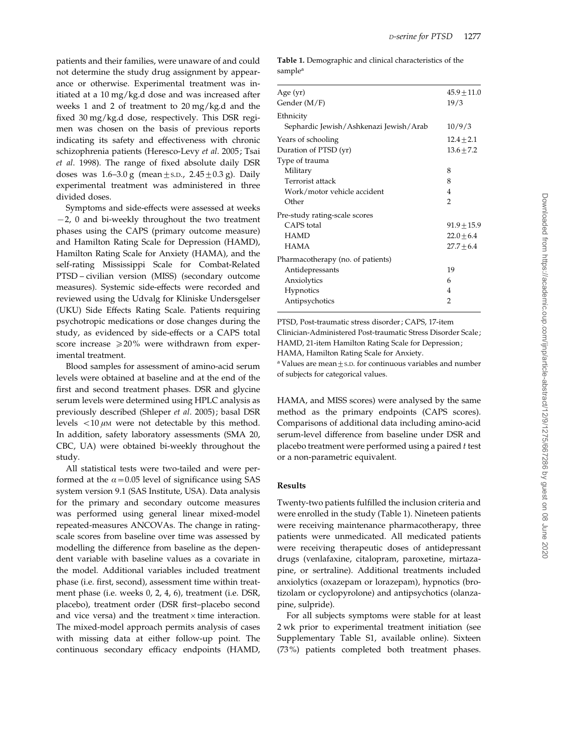patients and their families, were unaware of and could not determine the study drug assignment by appearance or otherwise. Experimental treatment was initiated at a 10 mg/kg.d dose and was increased after weeks 1 and 2 of treatment to 20 mg/kg.d and the fixed 30 mg/kg.d dose, respectively. This DSR regimen was chosen on the basis of previous reports indicating its safety and effectiveness with chronic schizophrenia patients (Heresco-Levy *et al*. 2005; Tsai *et al*. 1998). The range of fixed absolute daily DSR doses was 1.6–3.0 g (mean $\pm$ S.D., 2.45 $\pm$ 0.3 g). Daily experimental treatment was administered in three divided doses.

Symptoms and side-effects were assessed at weeks −2, 0 and bi-weekly throughout the two treatment phases using the CAPS (primary outcome measure) and Hamilton Rating Scale for Depression (HAMD), Hamilton Rating Scale for Anxiety (HAMA), and the self-rating Mississippi Scale for Combat-Related PTSD – civilian version (MISS) (secondary outcome measures). Systemic side-effects were recorded and reviewed using the Udvalg for Kliniske Undersgelser (UKU) Side Effects Rating Scale. Patients requiring psychotropic medications or dose changes during the study, as evidenced by side-effects or a CAPS total score increase $\geqslant$20% were withdrawn from experimental treatment.

Blood samples for assessment of amino-acid serum levels were obtained at baseline and at the end of the first and second treatment phases. DSR and glycine serum levels were determined using HPLC analysis as previously described (Shleper *et al*. 2005); basal DSR levels $<10\ \mu$M were not detectable by this method. In addition, safety laboratory assessments (SMA 20, CBC, UA) were obtained bi-weekly throughout the study.

All statistical tests were two-tailed and were performed at the $\alpha = 0.05$ level of significance using SAS system version 9.1 (SAS Institute, USA). Data analysis for the primary and secondary outcome measures was performed using general linear mixed-model repeated-measures ANCOVAs. The change in rating-scale scores from baseline over time was assessed by modelling the difference from baseline as the dependent variable with baseline values as a covariate in the model. Additional variables included treatment phase (i.e. first, second), assessment time within treatment phase (i.e. weeks 0, 2, 4, 6), treatment (i.e. DSR, placebo), treatment order (DSR first–placebo second and vice versa) and the treatment $\times$ time interaction. The mixed-model approach permits analysis of cases with missing data at either follow-up point. The continuous secondary efficacy endpoints (HAMD, HAMA, and MISS scores) were analysed by the same method as the primary endpoints (CAPS scores). Comparisons of additional data including amino-acid serum-level difference from baseline under DSR and placebo treatment were performed using a paired *t* test or a non-parametric equivalent.

**Table 1.** Demographic and clinical characteristics of the sample[a]

| | |
|---|---|
| Age (yr) | 45.9 $\pm$ 11.0 |
| Gender (M/F) | 19/3 |
| Ethnicity | |
| Sephardic Jewish/Ashkenazi Jewish/Arab | 10/9/3 |
| Years of schooling | 12.4 $\pm$ 2.1 |
| Duration of PTSD (yr) | 13.6 $\pm$ 7.2 |
| Type of trauma | |
| Military | 8 |
| Terrorist attack | 8 |
| Work/motor vehicle accident | 4 |
| Other | 2 |
| Pre-study rating-scale scores | |
| CAPS total | 91.9 $\pm$ 15.9 |
| HAMD | 22.0 $\pm$ 6.4 |
| HAMA | 27.7 $\pm$ 6.4 |
| Pharmacotherapy (no. of patients) | |
| Antidepressants | 19 |
| Anxiolytics | 6 |
| Hypnotics | 4 |
| Antipsychotics | 2 |

PTSD, Post-traumatic stress disorder; CAPS, 17-item Clinician-Administered Post-traumatic Stress Disorder Scale; HAMD, 21-item Hamilton Rating Scale for Depression; HAMA, Hamilton Rating Scale for Anxiety.

[a] Values are mean $\pm$ S.D. for continuous variables and number of subjects for categorical values.

## Results

Twenty-two patients fulfilled the inclusion criteria and were enrolled in the study (Table 1). Nineteen patients were receiving maintenance pharmacotherapy, three patients were unmedicated. All medicated patients were receiving therapeutic doses of antidepressant drugs (venlafaxine, citalopram, paroxetine, mirtazapine, or sertraline). Additional treatments included anxiolytics (oxazepam or lorazepam), hypnotics (brotizolam or cyclopyrolone) and antipsychotics (olanzapine, sulpride).

For all subjects symptoms were stable for at least 2 wk prior to experimental treatment initiation (see Supplementary Table S1, available online). Sixteen (73%) patients completed both treatment phases.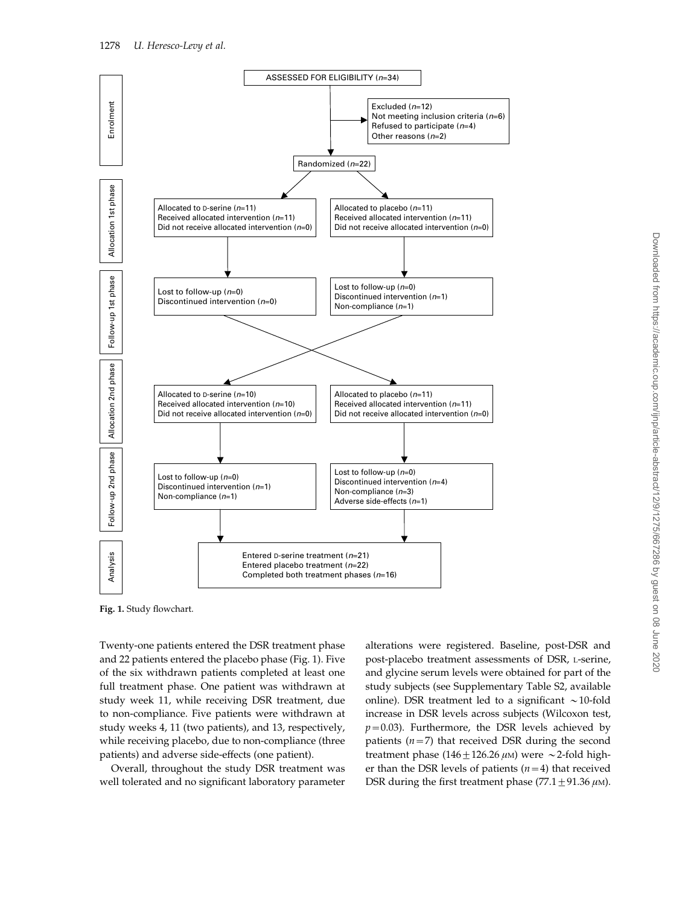ASSESSED FOR ELIGIBILITY ($n$=34)

Enrolment

Excluded ($n$=12)
Not meeting inclusion criteria ($n$=6)
Refused to participate ($n$=4)
Other reasons ($n$=2)

Randomized ($n$=22)

Allocation 1st phase

Allocated to D-serine ($n$=11)
Received allocated intervention ($n$=11)
Did not receive allocated intervention ($n$=0)

Allocated to placebo ($n$=11)
Received allocated intervention ($n$=11)
Did not receive allocated intervention ($n$=0)

Follow-up 1st phase

Lost to follow-up ($n$=0)
Discontinued intervention ($n$=0)

Lost to follow-up ($n$=0)
Discontinued intervention ($n$=1)
Non-compliance ($n$=1)

Allocation 2nd phase

Allocated to D-serine ($n$=10)
Received allocated intervention ($n$=10)
Did not receive allocated intervention ($n$=0)

Allocated to placebo ($n$=11)
Received allocated intervention ($n$=11)
Did not receive allocated intervention ($n$=0)

Follow-up 2nd phase

Lost to follow-up ($n$=0)
Discontinued intervention ($n$=1)
Non-compliance ($n$=1)

Lost to follow-up ($n$=0)
Discontinued intervention ($n$=4)
Non-compliance ($n$=3)
Adverse side-effects ($n$=1)

Analysis

Entered D-serine treatment ($n$=21)
Entered placebo treatment ($n$=22)
Completed both treatment phases ($n$=16)

**Fig. 1.** Study flowchart.

Twenty-one patients entered the DSR treatment phase and 22 patients entered the placebo phase (Fig. 1). Five of the six withdrawn patients completed at least one full treatment phase. One patient was withdrawn at study week 11, while receiving DSR treatment, due to non-compliance. Five patients were withdrawn at study weeks 4, 11 (two patients), and 13, respectively, while receiving placebo, due to non-compliance (three patients) and adverse side-effects (one patient).

Overall, throughout the study DSR treatment was well tolerated and no significant laboratory parameter alterations were registered. Baseline, post-DSR and post-placebo treatment assessments of DSR, L-serine, and glycine serum levels were obtained for part of the study subjects (see Supplementary Table S2, available online). DSR treatment led to a significant ~10-fold increase in DSR levels across subjects (Wilcoxon test, $p$=0.03). Furthermore, the DSR levels achieved by patients ($n$=7) that received DSR during the second treatment phase ($146 \pm 126.26$ $\mu$M) were ~2-fold higher than the DSR levels of patients ($n$=4) that received DSR during the first treatment phase ($77.1 \pm 91.36$ $\mu$M).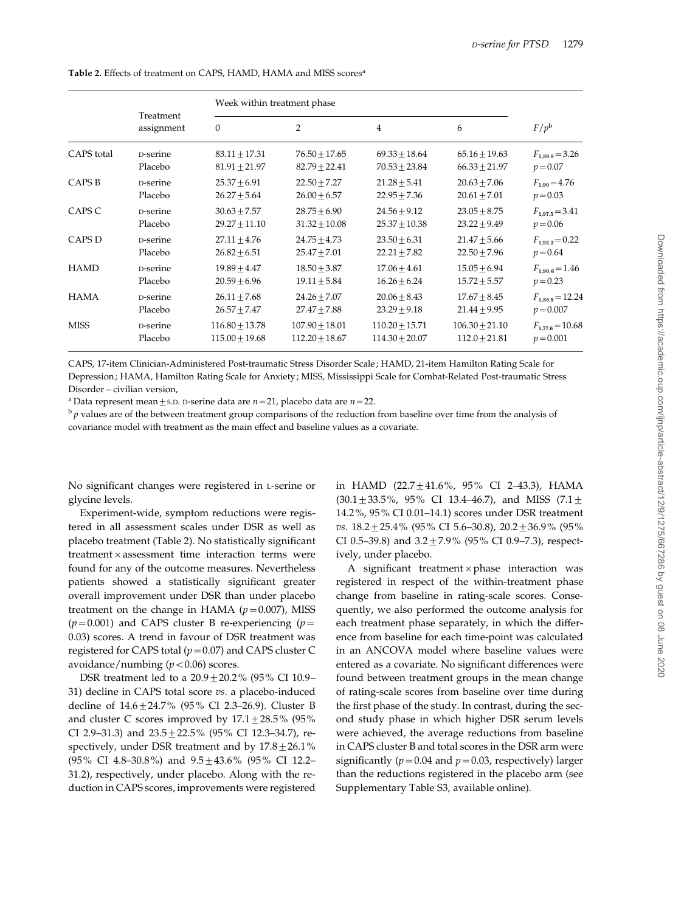**Table 2.** Effects of treatment on CAPS, HAMD, HAMA and MISS scores[a]

| | Treatment assignment | Week within treatment phase | | | | $F/p$[b] |
|---|---|---|---|---|---|---|
| | | 0 | 2 | 4 | 6 | |
| CAPS total | D-serine | 83.11 ± 17.31 | 76.50 ± 17.65 | 69.33 ± 18.64 | 65.16 ± 19.63 | $F_{1,89.8} = 3.26$ |
| | Placebo | 81.91 ± 21.97 | 82.79 ± 22.41 | 70.53 ± 23.84 | 66.33 ± 21.97 | $p = 0.07$ |
| CAPS B | D-serine | 25.37 ± 6.91 | 22.50 ± 7.27 | 21.28 ± 5.41 | 20.63 ± 7.06 | $F_{1,90} = 4.76$ |
| | Placebo | 26.27 ± 5.64 | 26.00 ± 6.57 | 22.95 ± 7.36 | 20.61 ± 7.01 | $p = 0.03$ |
| CAPS C | D-serine | 30.63 ± 7.57 | 28.75 ± 6.90 | 24.56 ± 9.12 | 23.05 ± 8.75 | $F_{1,97.5} = 3.41$ |
| | Placebo | 29.27 ± 11.10 | 31.32 ± 10.08 | 25.37 ± 10.38 | 23.22 ± 9.49 | $p = 0.06$ |
| CAPS D | D-serine | 27.11 ± 4.76 | 24.75 ± 4.73 | 23.50 ± 6.31 | 21.47 ± 5.66 | $F_{1,92.3} = 0.22$ |
| | Placebo | 26.82 ± 6.51 | 25.47 ± 7.01 | 22.21 ± 7.82 | 22.50 ± 7.96 | $p = 0.64$ |
| HAMD | D-serine | 19.89 ± 4.47 | 18.50 ± 3.87 | 17.06 ± 4.61 | 15.05 ± 6.94 | $F_{1,90.6} = 1.46$ |
| | Placebo | 20.59 ± 6.96 | 19.11 ± 5.84 | 16.26 ± 6.24 | 15.72 ± 5.57 | $p = 0.23$ |
| HAMA | D-serine | 26.11 ± 7.68 | 24.26 ± 7.07 | 20.06 ± 8.43 | 17.67 ± 8.45 | $F_{1,85.9} = 12.24$ |
| | Placebo | 26.57 ± 7.47 | 27.47 ± 7.88 | 23.29 ± 9.18 | 21.44 ± 9.95 | $p = 0.007$ |
| MISS | D-serine | 116.80 ± 13.78 | 107.90 ± 18.01 | 110.20 ± 15.71 | 106.30 ± 21.10 | $F_{1,77.6} = 10.68$ |
| | Placebo | 115.00 ± 19.68 | 112.20 ± 18.67 | 114.30 ± 20.07 | 112.0 ± 21.81 | $p = 0.001$ |

CAPS, 17-item Clinician-Administered Post-traumatic Stress Disorder Scale; HAMD, 21-item Hamilton Rating Scale for Depression; HAMA, Hamilton Rating Scale for Anxiety; MISS, Mississippi Scale for Combat-Related Post-traumatic Stress Disorder – civilian version,

[a] Data represent mean ± S.D. D-serine data are $n = 21$, placebo data are $n = 22$.

[b] $p$ values are of the between treatment group comparisons of the reduction from baseline over time from the analysis of covariance model with treatment as the main effect and baseline values as a covariate.

No significant changes were registered in L-serine or glycine levels.

Experiment-wide, symptom reductions were registered in all assessment scales under DSR as well as placebo treatment (Table 2). No statistically significant treatment × assessment time interaction terms were found for any of the outcome measures. Nevertheless patients showed a statistically significant greater overall improvement under DSR than under placebo treatment on the change in HAMA ($p = 0.007$), MISS ($p = 0.001$) and CAPS cluster B re-experiencing ($p = 0.03$) scores. A trend in favour of DSR treatment was registered for CAPS total ($p = 0.07$) and CAPS cluster C avoidance/numbing ($p < 0.06$) scores.

DSR treatment led to a 20.9 ± 20.2% (95% CI 10.9–31) decline in CAPS total score *vs.* a placebo-induced decline of 14.6 ± 24.7% (95% CI 2.3–26.9). Cluster B and cluster C scores improved by 17.1 ± 28.5% (95% CI 2.9–31.3) and 23.5 ± 22.5% (95% CI 12.3–34.7), respectively, under DSR treatment and by 17.8 ± 26.1% (95% CI 4.8–30.8%) and 9.5 ± 43.6% (95% CI 12.2–31.2), respectively, under placebo. Along with the reduction in CAPS scores, improvements were registered in HAMD (22.7 ± 41.6%, 95% CI 2–43.3), HAMA (30.1 ± 33.5%, 95% CI 13.4–46.7), and MISS (7.1 ± 14.2%, 95% CI 0.01–14.1) scores under DSR treatment *vs.* 18.2 ± 25.4% (95% CI 5.6–30.8), 20.2 ± 36.9% (95% CI 0.5–39.8) and 3.2 ± 7.9% (95% CI 0.9–7.3), respectively, under placebo.

A significant treatment × phase interaction was registered in respect of the within-treatment phase change from baseline in rating-scale scores. Consequently, we also performed the outcome analysis for each treatment phase separately, in which the difference from baseline for each time-point was calculated in an ANCOVA model where baseline values were entered as a covariate. No significant differences were found between treatment groups in the mean change of rating-scale scores from baseline over time during the first phase of the study. In contrast, during the second study phase in which higher DSR serum levels were achieved, the average reductions from baseline in CAPS cluster B and total scores in the DSR arm were significantly ($p = 0.04$ and $p = 0.03$, respectively) larger than the reductions registered in the placebo arm (see Supplementary Table S3, available online).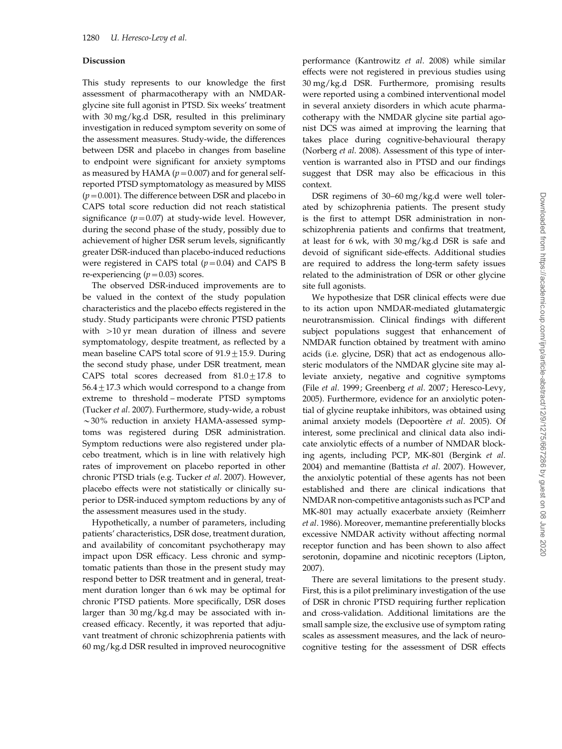### Discussion

This study represents to our knowledge the first assessment of pharmacotherapy with an NMDAR-glycine site full agonist in PTSD. Six weeks' treatment with 30 mg/kg.d DSR, resulted in this preliminary investigation in reduced symptom severity on some of the assessment measures. Study-wide, the differences between DSR and placebo in changes from baseline to endpoint were significant for anxiety symptoms as measured by HAMA ($p = 0.007$) and for general self-reported PTSD symptomatology as measured by MISS ($p = 0.001$). The difference between DSR and placebo in CAPS total score reduction did not reach statistical significance ($p = 0.07$) at study-wide level. However, during the second phase of the study, possibly due to achievement of higher DSR serum levels, significantly greater DSR-induced than placebo-induced reductions were registered in CAPS total ($p = 0.04$) and CAPS B re-experiencing ($p = 0.03$) scores.

The observed DSR-induced improvements are to be valued in the context of the study population characteristics and the placebo effects registered in the study. Study participants were chronic PTSD patients with >10 yr mean duration of illness and severe symptomatology, despite treatment, as reflected by a mean baseline CAPS total score of $91.9 \pm 15.9$. During the second study phase, under DSR treatment, mean CAPS total scores decreased from $81.0 \pm 17.8$ to $56.4 \pm 17.3$ which would correspond to a change from extreme to threshold – moderate PTSD symptoms (Tucker *et al*. 2007). Furthermore, study-wide, a robust ~30% reduction in anxiety HAMA-assessed symptoms was registered during DSR administration. Symptom reductions were also registered under placebo treatment, which is in line with relatively high rates of improvement on placebo reported in other chronic PTSD trials (e.g. Tucker *et al*. 2007). However, placebo effects were not statistically or clinically superior to DSR-induced symptom reductions by any of the assessment measures used in the study.

Hypothetically, a number of parameters, including patients' characteristics, DSR dose, treatment duration, and availability of concomitant psychotherapy may impact upon DSR efficacy. Less chronic and symptomatic patients than those in the present study may respond better to DSR treatment and in general, treatment duration longer than 6 wk may be optimal for chronic PTSD patients. More specifically, DSR doses larger than 30 mg/kg.d may be associated with increased efficacy. Recently, it was reported that adjuvant treatment of chronic schizophrenia patients with 60 mg/kg.d DSR resulted in improved neurocognitive performance (Kantrowitz *et al*. 2008) while similar effects were not registered in previous studies using 30 mg/kg.d DSR. Furthermore, promising results were reported using a combined interventional model in several anxiety disorders in which acute pharmacotherapy with the NMDAR glycine site partial agonist DCS was aimed at improving the learning that takes place during cognitive-behavioural therapy (Norberg *et al*. 2008). Assessment of this type of intervention is warranted also in PTSD and our findings suggest that DSR may also be efficacious in this context.

DSR regimens of 30–60 mg/kg.d were well tolerated by schizophrenia patients. The present study is the first to attempt DSR administration in non-schizophrenia patients and confirms that treatment, at least for 6 wk, with 30 mg/kg.d DSR is safe and devoid of significant side-effects. Additional studies are required to address the long-term safety issues related to the administration of DSR or other glycine site full agonists.

We hypothesize that DSR clinical effects were due to its action upon NMDAR-mediated glutamatergic neurotransmission. Clinical findings with different subject populations suggest that enhancement of NMDAR function obtained by treatment with amino acids (i.e. glycine, DSR) that act as endogenous allosteric modulators of the NMDAR glycine site may alleviate anxiety, negative and cognitive symptoms (File *et al*. 1999; Greenberg *et al*. 2007; Heresco-Levy, 2005). Furthermore, evidence for an anxiolytic potential of glycine reuptake inhibitors, was obtained using animal anxiety models (Depoortère *et al*. 2005). Of interest, some preclinical and clinical data also indicate anxiolytic effects of a number of NMDAR blocking agents, including PCP, MK-801 (Bergink *et al*. 2004) and memantine (Battista *et al*. 2007). However, the anxiolytic potential of these agents has not been established and there are clinical indications that NMDAR non-competitive antagonists such as PCP and MK-801 may actually exacerbate anxiety (Reimherr *et al*. 1986). Moreover, memantine preferentially blocks excessive NMDAR activity without affecting normal receptor function and has been shown to also affect serotonin, dopamine and nicotinic receptors (Lipton, 2007).

There are several limitations to the present study. First, this is a pilot preliminary investigation of the use of DSR in chronic PTSD requiring further replication and cross-validation. Additional limitations are the small sample size, the exclusive use of symptom rating scales as assessment measures, and the lack of neurocognitive testing for the assessment of DSR effects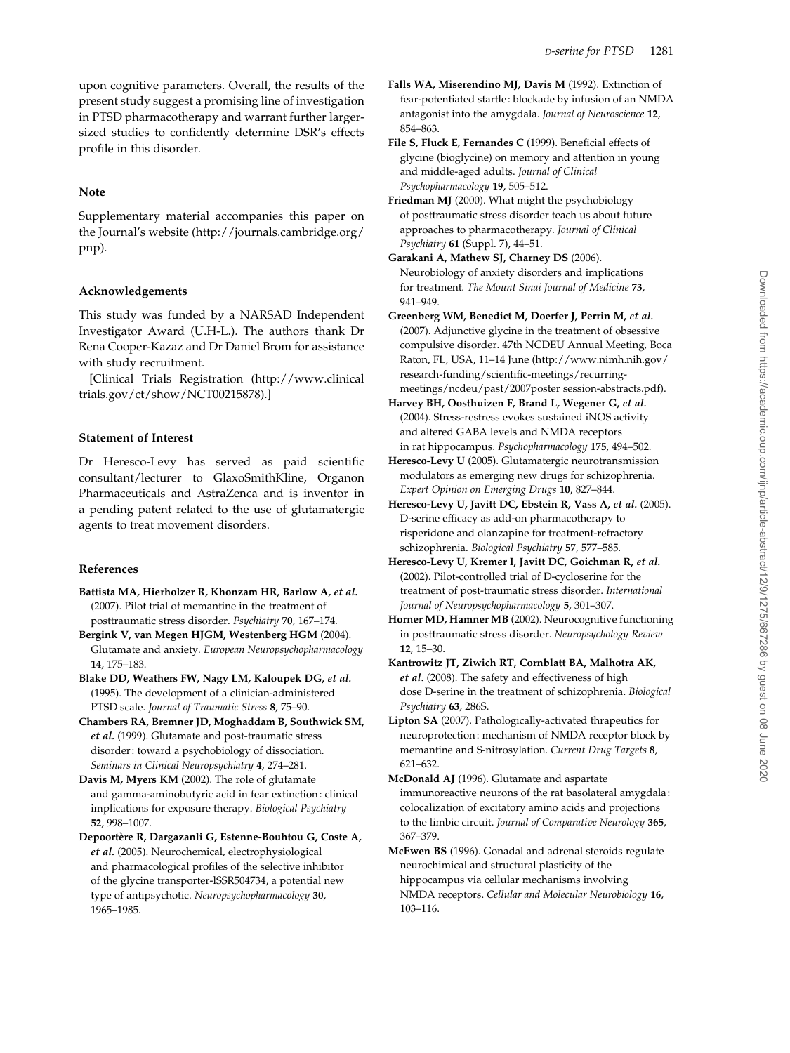upon cognitive parameters. Overall, the results of the present study suggest a promising line of investigation in PTSD pharmacotherapy and warrant further larger-sized studies to confidently determine DSR's effects profile in this disorder.

### Note

Supplementary material accompanies this paper on the Journal's website (http://journals.cambridge.org/pnp).

### Acknowledgements

This study was funded by a NARSAD Independent Investigator Award (U.H-L.). The authors thank Dr Rena Cooper-Kazaz and Dr Daniel Brom for assistance with study recruitment.

[Clinical Trials Registration (http://www.clinicaltrials.gov/ct/show/NCT00215878).]

### Statement of Interest

Dr Heresco-Levy has served as paid scientific consultant/lecturer to GlaxoSmithKline, Organon Pharmaceuticals and AstraZenca and is inventor in a pending patent related to the use of glutamatergic agents to treat movement disorders.

### References

**Battista MA, Hierholzer R, Khonzam HR, Barlow A, *et al.*** (2007). Pilot trial of memantine in the treatment of posttraumatic stress disorder. *Psychiatry* **70**, 167–174.

**Bergink V, van Megen HJGM, Westenberg HGM** (2004). Glutamate and anxiety. *European Neuropsychopharmacology* **14**, 175–183.

**Blake DD, Weathers FW, Nagy LM, Kaloupek DG, *et al.*** (1995). The development of a clinician-administered PTSD scale. *Journal of Traumatic Stress* **8**, 75–90.

**Chambers RA, Bremner JD, Moghaddam B, Southwick SM, *et al.*** (1999). Glutamate and post-traumatic stress disorder: toward a psychobiology of dissociation. *Seminars in Clinical Neuropsychiatry* **4**, 274–281.

**Davis M, Myers KM** (2002). The role of glutamate and gamma-aminobutyric acid in fear extinction: clinical implications for exposure therapy. *Biological Psychiatry* **52**, 998–1007.

**Depoortère R, Dargazanli G, Estenne-Bouhtou G, Coste A, *et al.*** (2005). Neurochemical, electrophysiological and pharmacological profiles of the selective inhibitor of the glycine transporter-lSSR504734, a potential new type of antipsychotic. *Neuropsychopharmacology* **30**, 1965–1985.

**Falls WA, Miserendino MJ, Davis M** (1992). Extinction of fear-potentiated startle: blockade by infusion of an NMDA antagonist into the amygdala. *Journal of Neuroscience* **12**, 854–863.

**File S, Fluck E, Fernandes C** (1999). Beneficial effects of glycine (bioglycine) on memory and attention in young and middle-aged adults. *Journal of Clinical Psychopharmacology* **19**, 505–512.

**Friedman MJ** (2000). What might the psychobiology of posttraumatic stress disorder teach us about future approaches to pharmacotherapy. *Journal of Clinical Psychiatry* **61** (Suppl. 7), 44–51.

**Garakani A, Mathew SJ, Charney DS** (2006). Neurobiology of anxiety disorders and implications for treatment. *The Mount Sinai Journal of Medicine* **73**, 941–949.

**Greenberg WM, Benedict M, Doerfer J, Perrin M, *et al.*** (2007). Adjunctive glycine in the treatment of obsessive compulsive disorder. 47th NCDEU Annual Meeting, Boca Raton, FL, USA, 11–14 June (http://www.nimh.nih.gov/research-funding/scientific-meetings/recurring-meetings/ncdeu/past/2007poster session-abstracts.pdf).

**Harvey BH, Oosthuizen F, Brand L, Wegener G, *et al.*** (2004). Stress-restress evokes sustained iNOS activity and altered GABA levels and NMDA receptors in rat hippocampus. *Psychopharmacology* **175**, 494–502.

**Heresco-Levy U** (2005). Glutamatergic neurotransmission modulators as emerging new drugs for schizophrenia. *Expert Opinion on Emerging Drugs* **10**, 827–844.

**Heresco-Levy U, Javitt DC, Ebstein R, Vass A, *et al.*** (2005). D-serine efficacy as add-on pharmacotherapy to risperidone and olanzapine for treatment-refractory schizophrenia. *Biological Psychiatry* **57**, 577–585.

**Heresco-Levy U, Kremer I, Javitt DC, Goichman R, *et al.*** (2002). Pilot-controlled trial of D-cycloserine for the treatment of post-traumatic stress disorder. *International Journal of Neuropsychopharmacology* **5**, 301–307.

**Horner MD, Hamner MB** (2002). Neurocognitive functioning in posttraumatic stress disorder. *Neuropsychology Review* **12**, 15–30.

**Kantrowitz JT, Ziwich RT, Cornblatt BA, Malhotra AK, *et al.*** (2008). The safety and effectiveness of high dose D-serine in the treatment of schizophrenia. *Biological Psychiatry* **63**, 286S.

**Lipton SA** (2007). Pathologically-activated thrapeutics for neuroprotection: mechanism of NMDA receptor block by memantine and S-nitrosylation. *Current Drug Targets* **8**, 621–632.

**McDonald AJ** (1996). Glutamate and aspartate immunoreactive neurons of the rat basolateral amygdala: colocalization of excitatory amino acids and projections to the limbic circuit. *Journal of Comparative Neurology* **365**, 367–379.

**McEwen BS** (1996). Gonadal and adrenal steroids regulate neurochimical and structural plasticity of the hippocampus via cellular mechanisms involving NMDA receptors. *Cellular and Molecular Neurobiology* **16**, 103–116.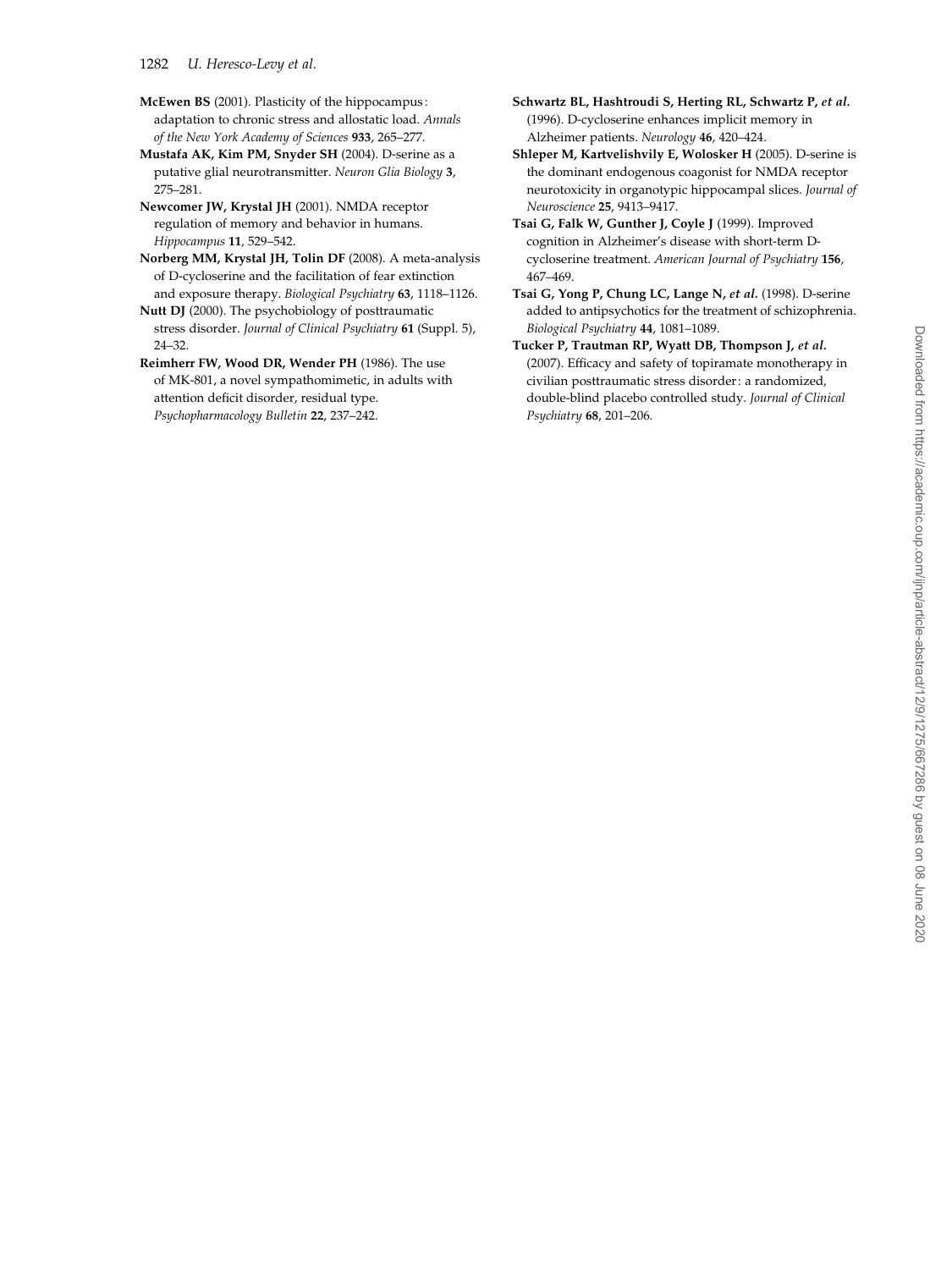**McEwen BS** (2001). Plasticity of the hippocampus: adaptation to chronic stress and allostatic load. *Annals of the New York Academy of Sciences* **933**, 265–277.

**Mustafa AK, Kim PM, Snyder SH** (2004). D-serine as a putative glial neurotransmitter. *Neuron Glia Biology* **3**, 275–281.

**Newcomer JW, Krystal JH** (2001). NMDA receptor regulation of memory and behavior in humans. *Hippocampus* **11**, 529–542.

**Norberg MM, Krystal JH, Tolin DF** (2008). A meta-analysis of D-cycloserine and the facilitation of fear extinction and exposure therapy. *Biological Psychiatry* **63**, 1118–1126.

**Nutt DJ** (2000). The psychobiology of posttraumatic stress disorder. *Journal of Clinical Psychiatry* **61** (Suppl. 5), 24–32.

**Reimherr FW, Wood DR, Wender PH** (1986). The use of MK-801, a novel sympathomimetic, in adults with attention deficit disorder, residual type. *Psychopharmacology Bulletin* **22**, 237–242.

**Schwartz BL, Hashtroudi S, Herting RL, Schwartz P, *et al.*** (1996). D-cycloserine enhances implicit memory in Alzheimer patients. *Neurology* **46**, 420–424.

**Shleper M, Kartvelishvily E, Wolosker H** (2005). D-serine is the dominant endogenous coagonist for NMDA receptor neurotoxicity in organotypic hippocampal slices. *Journal of Neuroscience* **25**, 9413–9417.

**Tsai G, Falk W, Gunther J, Coyle J** (1999). Improved cognition in Alzheimer's disease with short-term D-cycloserine treatment. *American Journal of Psychiatry* **156**, 467–469.

**Tsai G, Yong P, Chung LC, Lange N, *et al.*** (1998). D-serine added to antipsychotics for the treatment of schizophrenia. *Biological Psychiatry* **44**, 1081–1089.

**Tucker P, Trautman RP, Wyatt DB, Thompson J, *et al.*** (2007). Efficacy and safety of topiramate monotherapy in civilian posttraumatic stress disorder: a randomized, double-blind placebo controlled study. *Journal of Clinical Psychiatry* **68**, 201–206.